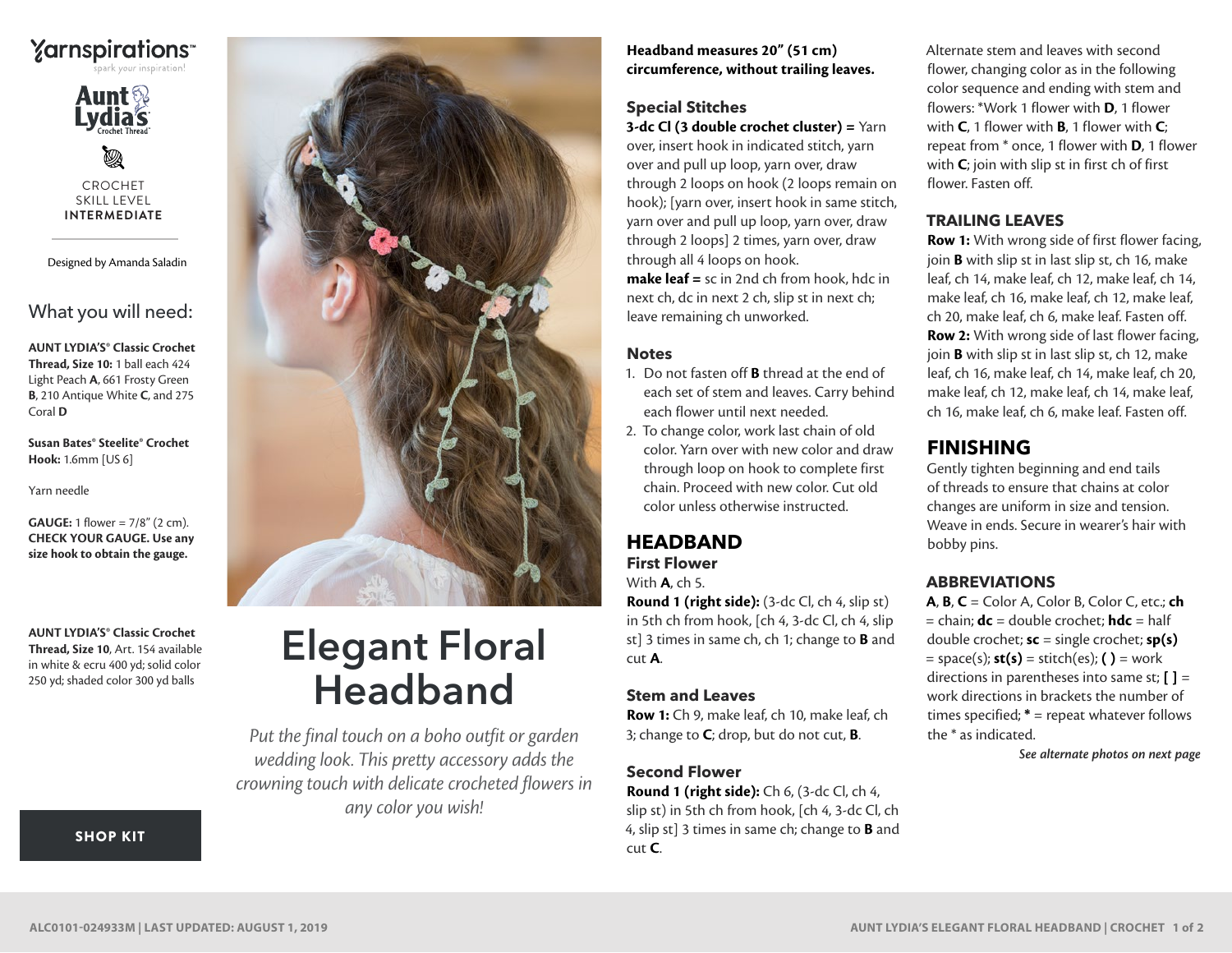Yarnspirations™
spark your inspiration!

Aunt Lydia's Crochet Thread

CROCHET
SKILL LEVEL
**INTERMEDIATE**

Designed by Amanda Saladin

## What you will need:

**AUNT LYDIA'S® Classic Crochet Thread, Size 10:** 1 ball each 424 Light Peach **A**, 661 Frosty Green **B**, 210 Antique White **C**, and 275 Coral **D**

**Susan Bates® Steelite® Crochet Hook:** 1.6mm [US 6]

Yarn needle

**GAUGE:** 1 flower = 7/8" (2 cm). **CHECK YOUR GAUGE. Use any size hook to obtain the gauge.**

**AUNT LYDIA'S® Classic Crochet Thread, Size 10**, Art. 154 available in white & ecru 400 yd; solid color 250 yd; shaded color 300 yd balls

**SHOP KIT**

# Elegant Floral Headband

*Put the final touch on a boho outfit or garden wedding look. This pretty accessory adds the crowning touch with delicate crocheted flowers in any color you wish!*

**Headband measures 20" (51 cm) circumference, without trailing leaves.**

### Special Stitches

**3-dc Cl (3 double crochet cluster) =** Yarn over, insert hook in indicated stitch, yarn over and pull up loop, yarn over, draw through 2 loops on hook (2 loops remain on hook); [yarn over, insert hook in same stitch, yarn over and pull up loop, yarn over, draw through 2 loops] 2 times, yarn over, draw through all 4 loops on hook.

**make leaf =** sc in 2nd ch from hook, hdc in next ch, dc in next 2 ch, slip st in next ch; leave remaining ch unworked.

### Notes

1. Do not fasten off **B** thread at the end of each set of stem and leaves. Carry behind each flower until next needed.
2. To change color, work last chain of old color. Yarn over with new color and draw through loop on hook to complete first chain. Proceed with new color. Cut old color unless otherwise instructed.

## HEADBAND

### First Flower

With **A**, ch 5.

**Round 1 (right side):** (3-dc Cl, ch 4, slip st) in 5th ch from hook, [ch 4, 3-dc Cl, ch 4, slip st] 3 times in same ch, ch 1; change to **B** and cut **A**.

### Stem and Leaves

**Row 1:** Ch 9, make leaf, ch 10, make leaf, ch 3; change to **C**; drop, but do not cut, **B**.

### Second Flower

**Round 1 (right side):** Ch 6, (3-dc Cl, ch 4, slip st) in 5th ch from hook, [ch 4, 3-dc Cl, ch 4, slip st] 3 times in same ch; change to **B** and cut **C**.

Alternate stem and leaves with second flower, changing color as in the following color sequence and ending with stem and flowers: *Work 1 flower with **D**, 1 flower with **C**, 1 flower with **B**, 1 flower with **C**; repeat from * once, 1 flower with **D**, 1 flower with **C**; join with slip st in first ch of first flower. Fasten off.

### TRAILING LEAVES

**Row 1:** With wrong side of first flower facing, join **B** with slip st in last slip st, ch 16, make leaf, ch 14, make leaf, ch 12, make leaf, ch 14, make leaf, ch 16, make leaf, ch 12, make leaf, ch 20, make leaf, ch 6, make leaf. Fasten off.

**Row 2:** With wrong side of last flower facing, join **B** with slip st in last slip st, ch 12, make leaf, ch 16, make leaf, ch 14, make leaf, ch 20, make leaf, ch 12, make leaf, ch 14, make leaf, ch 16, make leaf, ch 6, make leaf. Fasten off.

## FINISHING

Gently tighten beginning and end tails of threads to ensure that chains at color changes are uniform in size and tension. Weave in ends. Secure in wearer's hair with bobby pins.

### ABBREVIATIONS

**A**, **B**, **C** = Color A, Color B, Color C, etc.; **ch** = chain; **dc** = double crochet; **hdc** = half double crochet; **sc** = single crochet; **sp(s)** = space(s); **st(s)** = stitch(es); **( )** = work directions in parentheses into same st; **[ ]** = work directions in brackets the number of times specified; **\*** = repeat whatever follows the * as indicated.

***See alternate photos on next page***

ALC0101-024933M | LAST UPDATED: AUGUST 1, 2019